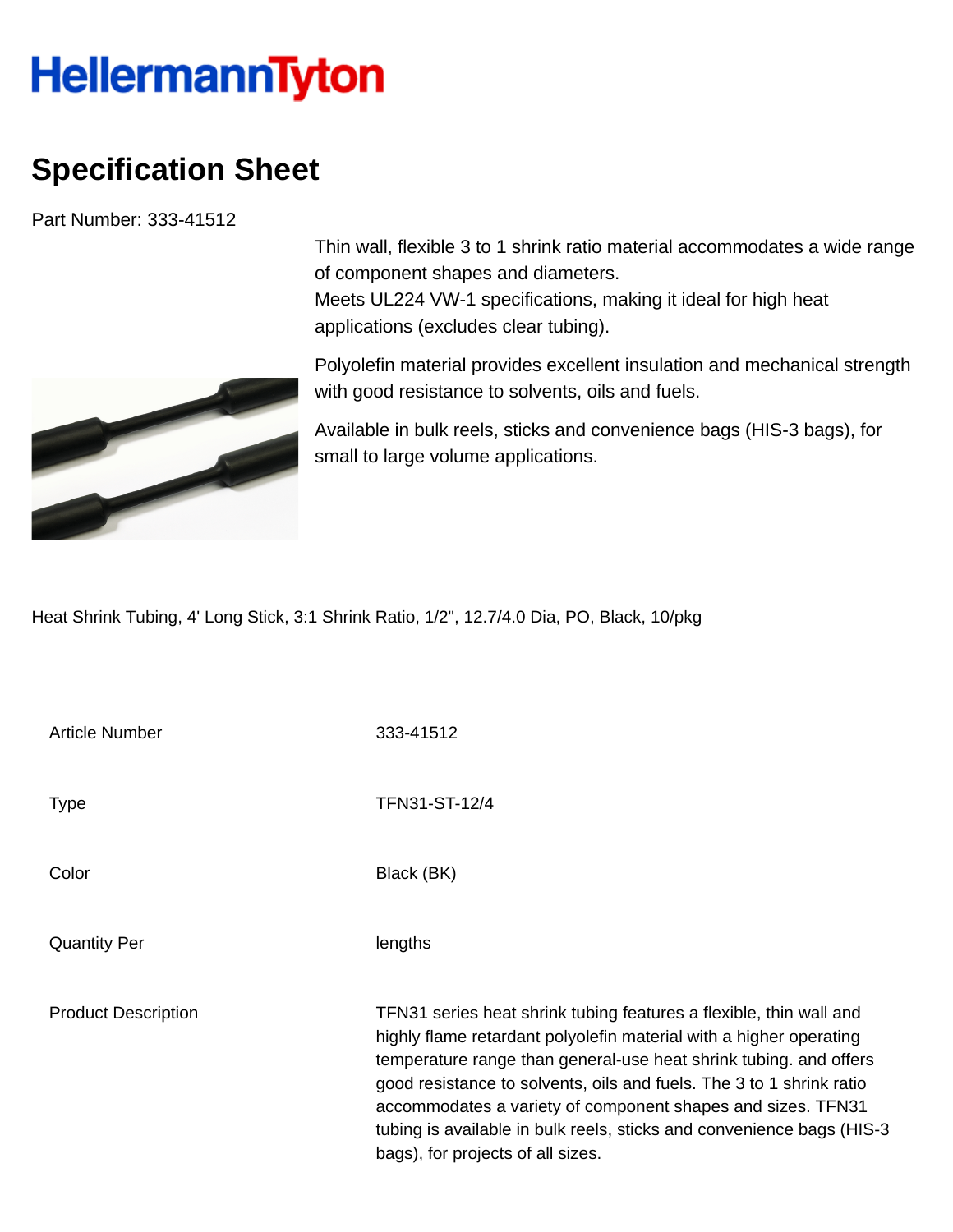HellermannTyton

# Specification Sheet

Part Number: 333-41512

Thin wall, flexible 3 to 1 shrink ratio material accommodates a wide range of component shapes and diameters.
Meets UL224 VW-1 specifications, making it ideal for high heat applications (excludes clear tubing).

Polyolefin material provides excellent insulation and mechanical strength with good resistance to solvents, oils and fuels.

Available in bulk reels, sticks and convenience bags (HIS-3 bags), for small to large volume applications.

Heat Shrink Tubing, 4' Long Stick, 3:1 Shrink Ratio, 1/2", 12.7/4.0 Dia, PO, Black, 10/pkg

| | |
|---|---|
| Article Number | 333-41512 |
| Type | TFN31-ST-12/4 |
| Color | Black (BK) |
| Quantity Per | lengths |
| Product Description | TFN31 series heat shrink tubing features a flexible, thin wall and highly flame retardant polyolefin material with a higher operating temperature range than general-use heat shrink tubing. and offers good resistance to solvents, oils and fuels. The 3 to 1 shrink ratio accommodates a variety of component shapes and sizes. TFN31 tubing is available in bulk reels, sticks and convenience bags (HIS-3 bags), for projects of all sizes. |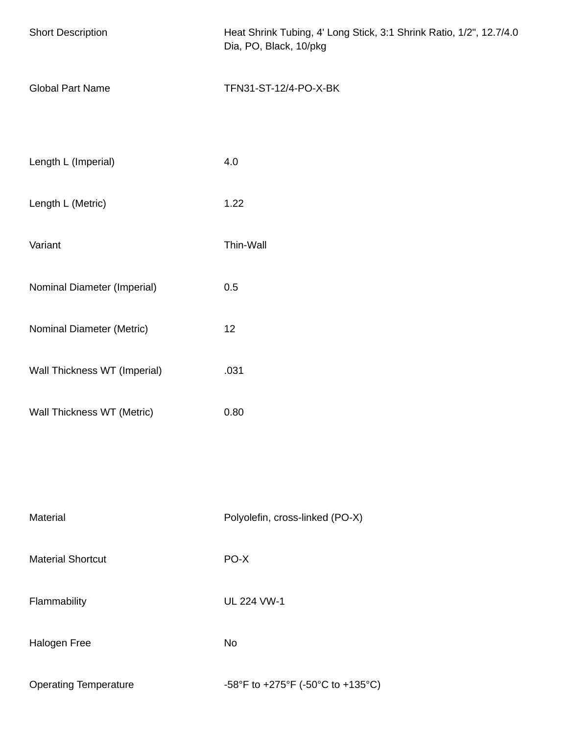| | |
|---|---|
| Short Description | Heat Shrink Tubing, 4' Long Stick, 3:1 Shrink Ratio, 1/2", 12.7/4.0 Dia, PO, Black, 10/pkg |
| Global Part Name | TFN31-ST-12/4-PO-X-BK |
| Length L (Imperial) | 4.0 |
| Length L (Metric) | 1.22 |
| Variant | Thin-Wall |
| Nominal Diameter (Imperial) | 0.5 |
| Nominal Diameter (Metric) | 12 |
| Wall Thickness WT (Imperial) | .031 |
| Wall Thickness WT (Metric) | 0.80 |
| Material | Polyolefin, cross-linked (PO-X) |
| Material Shortcut | PO-X |
| Flammability | UL 224 VW-1 |
| Halogen Free | No |
| Operating Temperature | -58°F to +275°F (-50°C to +135°C) |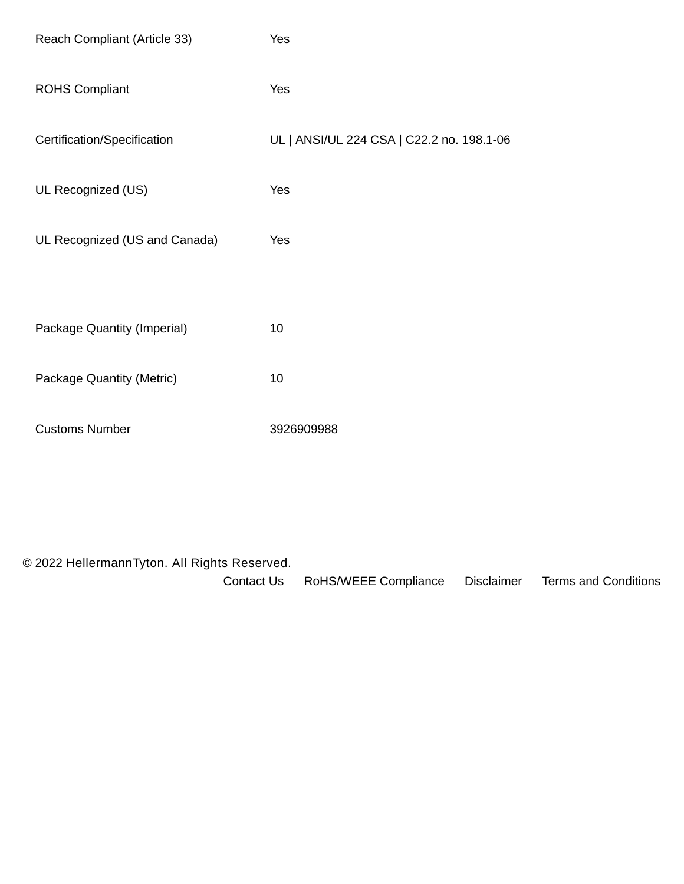| | |
|---|---|
| Reach Compliant (Article 33) | Yes |
| ROHS Compliant | Yes |
| Certification/Specification | UL \| ANSI/UL 224 CSA \| C22.2 no. 198.1-06 |
| UL Recognized (US) | Yes |
| UL Recognized (US and Canada) | Yes |

| | |
|---|---|
| Package Quantity (Imperial) | 10 |
| Package Quantity (Metric) | 10 |
| Customs Number | 3926909988 |

© 2022 HellermannTyton. All Rights Reserved.

Contact Us RoHS/WEEE Compliance Disclaimer Terms and Conditions